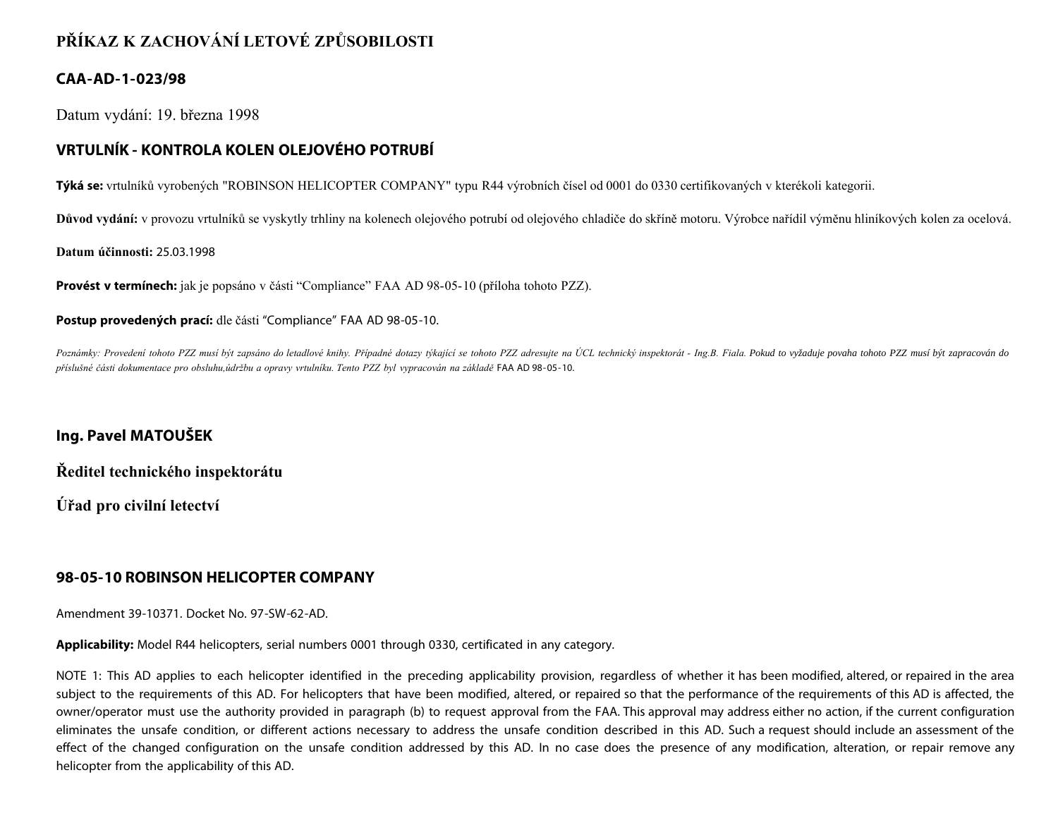# PŘÍKAZ K ZACHOVÁNÍ LETOVÉ ZPŮSOBILOSTI

## CAA-AD-1-023/98

Datum vydání: 19. března 1998

## VRTULNÍK - KONTROLA KOLEN OLEJOVÉHO POTRUBÍ

**Týká se:** vrtulníků vyrobených "ROBINSON HELICOPTER COMPANY" typu R44 výrobních čísel od 0001 do 0330 certifikovaných v kterékoli kategorii.

**Důvod vydání:** v provozu vrtulníků se vyskytly trhliny na kolenech olejového potrubí od olejového chladiče do skříně motoru. Výrobce nařídil výměnu hliníkových kolen za ocelová.

**Datum účinnosti:** 25.03.1998

**Provést v termínech:** jak je popsáno v části "Compliance" FAA AD 98-05-10 (příloha tohoto PZZ).

**Postup provedených prací:** dle části "Compliance" FAA AD 98-05-10.

*Poznámky: Provedení tohoto PZZ musí být zapsáno do letadlové knihy. Případné dotazy týkající se tohoto PZZ adresujte na ÚCL technický inspektorát - Ing.B. Fiala. Pokud to vyžaduje povaha tohoto PZZ musí být zapracován do příslušné části dokumentace pro obsluhu,údržbu a opravy vrtulníku. Tento PZZ byl vypracován na základě* FAA AD 98-05-10.

**Ing. Pavel MATOUŠEK**

**Ředitel technického inspektorátu**

**Úřad pro civilní letectví**

## 98-05-10 ROBINSON HELICOPTER COMPANY

Amendment 39-10371. Docket No. 97-SW-62-AD.

**Applicability:** Model R44 helicopters, serial numbers 0001 through 0330, certificated in any category.

NOTE 1: This AD applies to each helicopter identified in the preceding applicability provision, regardless of whether it has been modified, altered, or repaired in the area subject to the requirements of this AD. For helicopters that have been modified, altered, or repaired so that the performance of the requirements of this AD is affected, the owner/operator must use the authority provided in paragraph (b) to request approval from the FAA. This approval may address either no action, if the current configuration eliminates the unsafe condition, or different actions necessary to address the unsafe condition described in this AD. Such a request should include an assessment of the effect of the changed configuration on the unsafe condition addressed by this AD. In no case does the presence of any modification, alteration, or repair remove any helicopter from the applicability of this AD.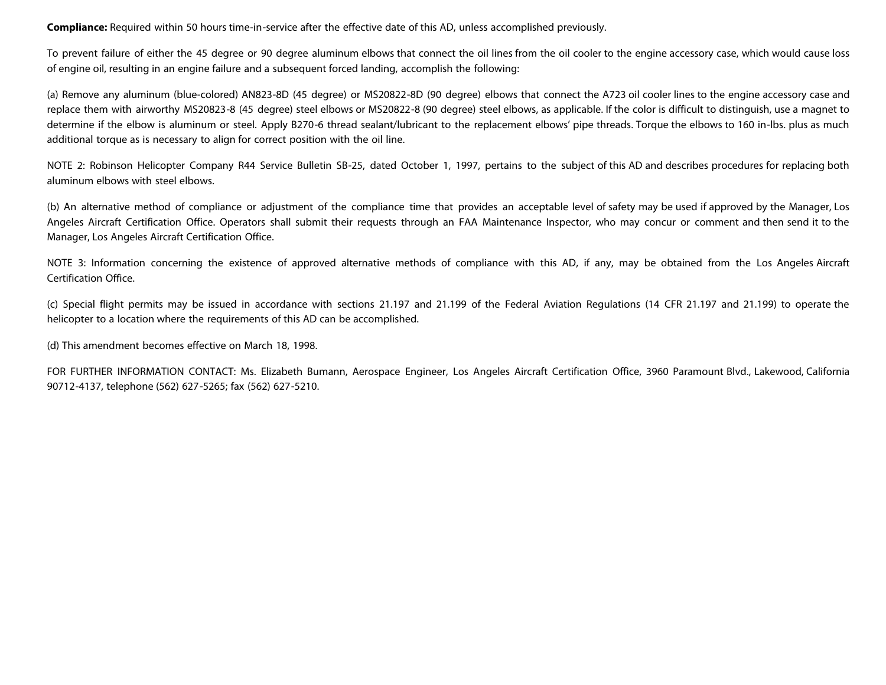**Compliance:** Required within 50 hours time-in-service after the effective date of this AD, unless accomplished previously.

To prevent failure of either the 45 degree or 90 degree aluminum elbows that connect the oil lines from the oil cooler to the engine accessory case, which would cause loss of engine oil, resulting in an engine failure and a subsequent forced landing, accomplish the following:

(a) Remove any aluminum (blue-colored) AN823-8D (45 degree) or MS20822-8D (90 degree) elbows that connect the A723 oil cooler lines to the engine accessory case and replace them with airworthy MS20823-8 (45 degree) steel elbows or MS20822-8 (90 degree) steel elbows, as applicable. If the color is difficult to distinguish, use a magnet to determine if the elbow is aluminum or steel. Apply B270-6 thread sealant/lubricant to the replacement elbows' pipe threads. Torque the elbows to 160 in-lbs. plus as much additional torque as is necessary to align for correct position with the oil line.

NOTE 2: Robinson Helicopter Company R44 Service Bulletin SB-25, dated October 1, 1997, pertains to the subject of this AD and describes procedures for replacing both aluminum elbows with steel elbows.

(b) An alternative method of compliance or adjustment of the compliance time that provides an acceptable level of safety may be used if approved by the Manager, Los Angeles Aircraft Certification Office. Operators shall submit their requests through an FAA Maintenance Inspector, who may concur or comment and then send it to the Manager, Los Angeles Aircraft Certification Office.

NOTE 3: Information concerning the existence of approved alternative methods of compliance with this AD, if any, may be obtained from the Los Angeles Aircraft Certification Office.

(c) Special flight permits may be issued in accordance with sections 21.197 and 21.199 of the Federal Aviation Regulations (14 CFR 21.197 and 21.199) to operate the helicopter to a location where the requirements of this AD can be accomplished.

(d) This amendment becomes effective on March 18, 1998.

FOR FURTHER INFORMATION CONTACT: Ms. Elizabeth Bumann, Aerospace Engineer, Los Angeles Aircraft Certification Office, 3960 Paramount Blvd., Lakewood, California 90712-4137, telephone (562) 627-5265; fax (562) 627-5210.